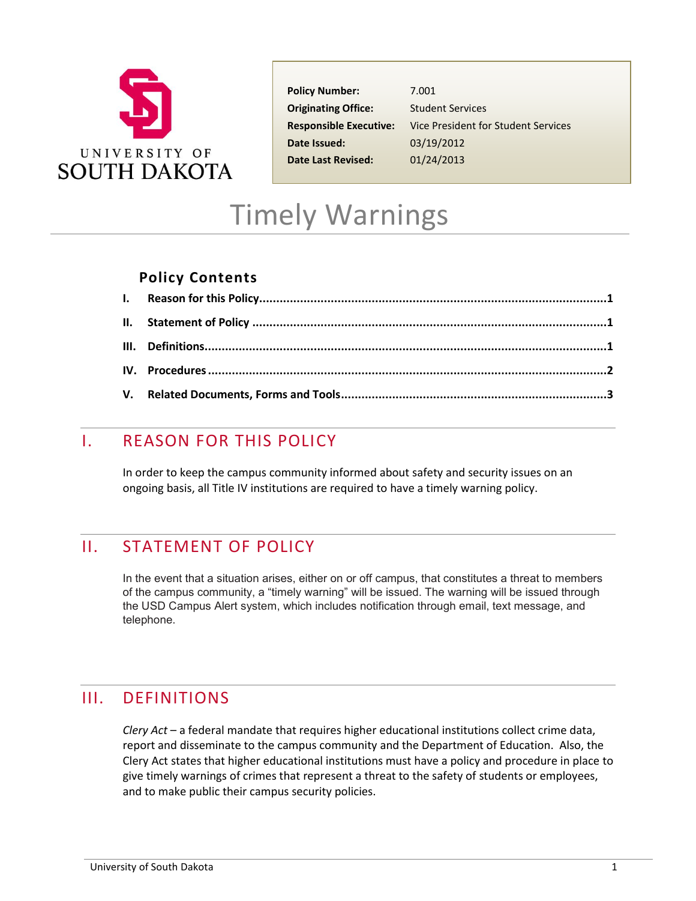UNIVERSITY OF SOUTH DAKOTA

| | |
|---|---|
| **Policy Number:** | 7.001 |
| **Originating Office:** | Student Services |
| **Responsible Executive:** | Vice President for Student Services |
| **Date Issued:** | 03/19/2012 |
| **Date Last Revised:** | 01/24/2013 |

# Timely Warnings

## Policy Contents

- **I. Reason for this Policy** .......... 1
- **II. Statement of Policy** .......... 1
- **III. Definitions** .......... 1
- **IV. Procedures** .......... 2
- **V. Related Documents, Forms and Tools** .......... 3

## I. REASON FOR THIS POLICY

In order to keep the campus community informed about safety and security issues on an ongoing basis, all Title IV institutions are required to have a timely warning policy.

## II. STATEMENT OF POLICY

In the event that a situation arises, either on or off campus, that constitutes a threat to members of the campus community, a "timely warning" will be issued. The warning will be issued through the USD Campus Alert system, which includes notification through email, text message, and telephone.

## III. DEFINITIONS

*Clery Act* – a federal mandate that requires higher educational institutions collect crime data, report and disseminate to the campus community and the Department of Education. Also, the Clery Act states that higher educational institutions must have a policy and procedure in place to give timely warnings of crimes that represent a threat to the safety of students or employees, and to make public their campus security policies.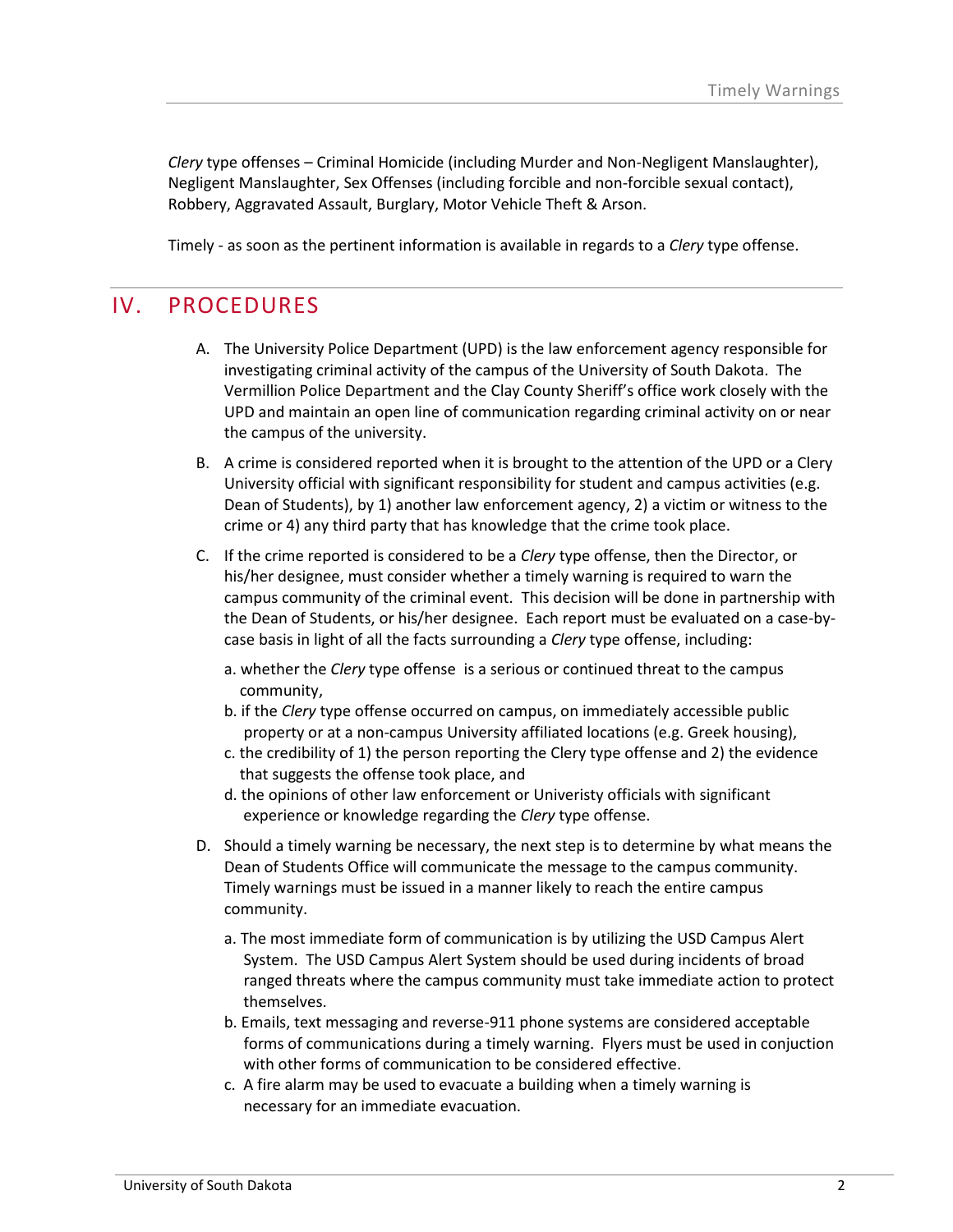*Clery* type offenses – Criminal Homicide (including Murder and Non-Negligent Manslaughter), Negligent Manslaughter, Sex Offenses (including forcible and non-forcible sexual contact), Robbery, Aggravated Assault, Burglary, Motor Vehicle Theft & Arson.

Timely - as soon as the pertinent information is available in regards to a *Clery* type offense.

## IV. PROCEDURES

A. The University Police Department (UPD) is the law enforcement agency responsible for investigating criminal activity of the campus of the University of South Dakota. The Vermillion Police Department and the Clay County Sheriff's office work closely with the UPD and maintain an open line of communication regarding criminal activity on or near the campus of the university.

B. A crime is considered reported when it is brought to the attention of the UPD or a Clery University official with significant responsibility for student and campus activities (e.g. Dean of Students), by 1) another law enforcement agency, 2) a victim or witness to the crime or 4) any third party that has knowledge that the crime took place.

C. If the crime reported is considered to be a *Clery* type offense, then the Director, or his/her designee, must consider whether a timely warning is required to warn the campus community of the criminal event. This decision will be done in partnership with the Dean of Students, or his/her designee. Each report must be evaluated on a case-by-case basis in light of all the facts surrounding a *Clery* type offense, including:

   a. whether the *Clery* type offense is a serious or continued threat to the campus community,
   b. if the *Clery* type offense occurred on campus, on immediately accessible public property or at a non-campus University affiliated locations (e.g. Greek housing),
   c. the credibility of 1) the person reporting the Clery type offense and 2) the evidence that suggests the offense took place, and
   d. the opinions of other law enforcement or Univeristy officials with significant experience or knowledge regarding the *Clery* type offense.

D. Should a timely warning be necessary, the next step is to determine by what means the Dean of Students Office will communicate the message to the campus community. Timely warnings must be issued in a manner likely to reach the entire campus community.

   a. The most immediate form of communication is by utilizing the USD Campus Alert System. The USD Campus Alert System should be used during incidents of broad ranged threats where the campus community must take immediate action to protect themselves.
   b. Emails, text messaging and reverse-911 phone systems are considered acceptable forms of communications during a timely warning. Flyers must be used in conjuction with other forms of communication to be considered effective.
   c. A fire alarm may be used to evacuate a building when a timely warning is necessary for an immediate evacuation.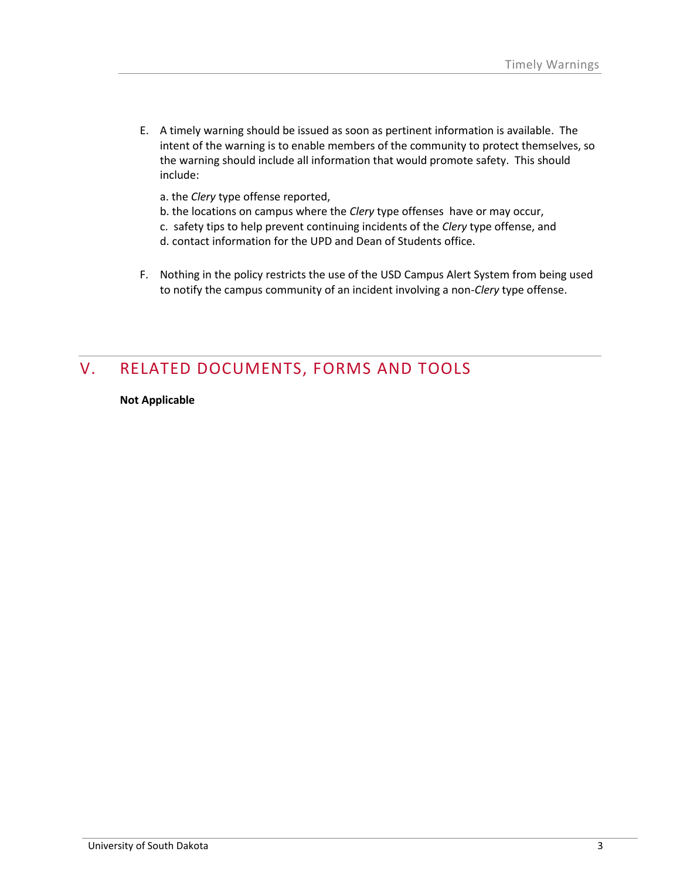E. A timely warning should be issued as soon as pertinent information is available. The intent of the warning is to enable members of the community to protect themselves, so the warning should include all information that would promote safety. This should include:

   a. the *Clery* type offense reported,
   b. the locations on campus where the *Clery* type offenses have or may occur,
   c. safety tips to help prevent continuing incidents of the *Clery* type offense, and
   d. contact information for the UPD and Dean of Students office.

F. Nothing in the policy restricts the use of the USD Campus Alert System from being used to notify the campus community of an incident involving a non-*Clery* type offense.

## V. RELATED DOCUMENTS, FORMS AND TOOLS

**Not Applicable**